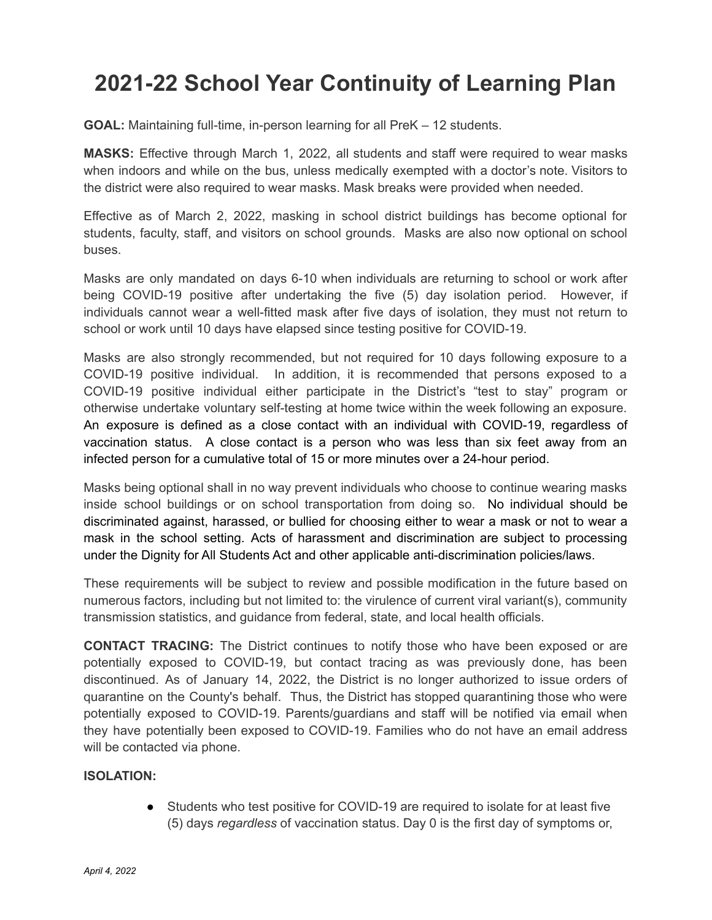# 2021-22 School Year Continuity of Learning Plan

**GOAL:** Maintaining full-time, in-person learning for all PreK – 12 students.

**MASKS:** Effective through March 1, 2022, all students and staff were required to wear masks when indoors and while on the bus, unless medically exempted with a doctor's note. Visitors to the district were also required to wear masks. Mask breaks were provided when needed.

Effective as of March 2, 2022, masking in school district buildings has become optional for students, faculty, staff, and visitors on school grounds. Masks are also now optional on school buses.

Masks are only mandated on days 6-10 when individuals are returning to school or work after being COVID-19 positive after undertaking the five (5) day isolation period. However, if individuals cannot wear a well-fitted mask after five days of isolation, they must not return to school or work until 10 days have elapsed since testing positive for COVID-19.

Masks are also strongly recommended, but not required for 10 days following exposure to a COVID-19 positive individual. In addition, it is recommended that persons exposed to a COVID-19 positive individual either participate in the District's "test to stay" program or otherwise undertake voluntary self-testing at home twice within the week following an exposure. An exposure is defined as a close contact with an individual with COVID-19, regardless of vaccination status. A close contact is a person who was less than six feet away from an infected person for a cumulative total of 15 or more minutes over a 24-hour period.

Masks being optional shall in no way prevent individuals who choose to continue wearing masks inside school buildings or on school transportation from doing so. No individual should be discriminated against, harassed, or bullied for choosing either to wear a mask or not to wear a mask in the school setting. Acts of harassment and discrimination are subject to processing under the Dignity for All Students Act and other applicable anti-discrimination policies/laws.

These requirements will be subject to review and possible modification in the future based on numerous factors, including but not limited to: the virulence of current viral variant(s), community transmission statistics, and guidance from federal, state, and local health officials.

**CONTACT TRACING:** The District continues to notify those who have been exposed or are potentially exposed to COVID-19, but contact tracing as was previously done, has been discontinued. As of January 14, 2022, the District is no longer authorized to issue orders of quarantine on the County's behalf. Thus, the District has stopped quarantining those who were potentially exposed to COVID-19. Parents/guardians and staff will be notified via email when they have potentially been exposed to COVID-19. Families who do not have an email address will be contacted via phone.

**ISOLATION:**

- Students who test positive for COVID-19 are required to isolate for at least five (5) days *regardless* of vaccination status. Day 0 is the first day of symptoms or,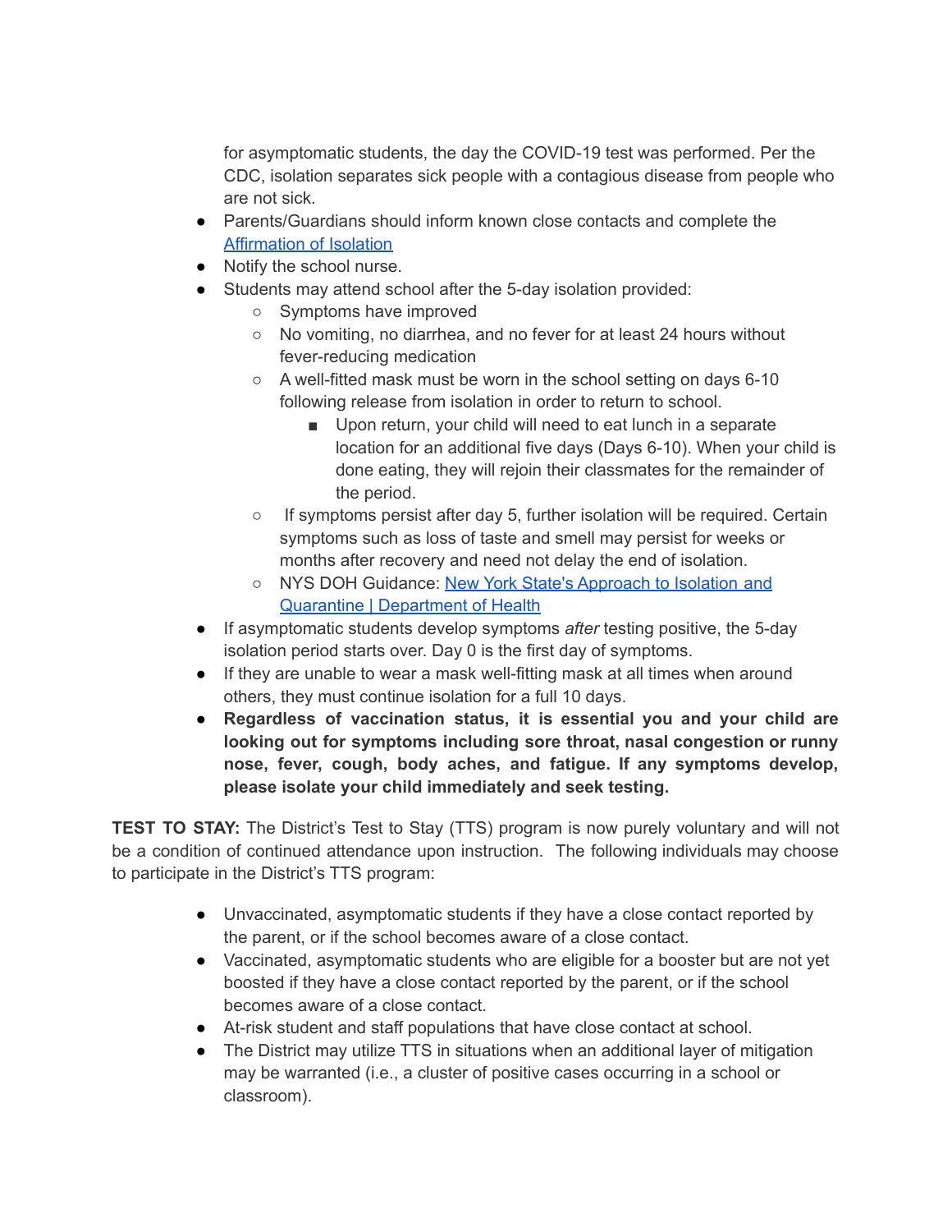for asymptomatic students, the day the COVID-19 test was performed. Per the CDC, isolation separates sick people with a contagious disease from people who are not sick.

- Parents/Guardians should inform known close contacts and complete the [Affirmation of Isolation](#)
- Notify the school nurse.
- Students may attend school after the 5-day isolation provided:
  - Symptoms have improved
  - No vomiting, no diarrhea, and no fever for at least 24 hours without fever-reducing medication
  - A well-fitted mask must be worn in the school setting on days 6-10 following release from isolation in order to return to school.
    - Upon return, your child will need to eat lunch in a separate location for an additional five days (Days 6-10). When your child is done eating, they will rejoin their classmates for the remainder of the period.
  - If symptoms persist after day 5, further isolation will be required. Certain symptoms such as loss of taste and smell may persist for weeks or months after recovery and need not delay the end of isolation.
  - NYS DOH Guidance: [New York State's Approach to Isolation and Quarantine | Department of Health](#)
- If asymptomatic students develop symptoms *after* testing positive, the 5-day isolation period starts over. Day 0 is the first day of symptoms.
- If they are unable to wear a mask well-fitting mask at all times when around others, they must continue isolation for a full 10 days.
- **Regardless of vaccination status, it is essential you and your child are looking out for symptoms including sore throat, nasal congestion or runny nose, fever, cough, body aches, and fatigue. If any symptoms develop, please isolate your child immediately and seek testing.**

**TEST TO STAY:** The District's Test to Stay (TTS) program is now purely voluntary and will not be a condition of continued attendance upon instruction. The following individuals may choose to participate in the District's TTS program:

- Unvaccinated, asymptomatic students if they have a close contact reported by the parent, or if the school becomes aware of a close contact.
- Vaccinated, asymptomatic students who are eligible for a booster but are not yet boosted if they have a close contact reported by the parent, or if the school becomes aware of a close contact.
- At-risk student and staff populations that have close contact at school.
- The District may utilize TTS in situations when an additional layer of mitigation may be warranted (i.e., a cluster of positive cases occurring in a school or classroom).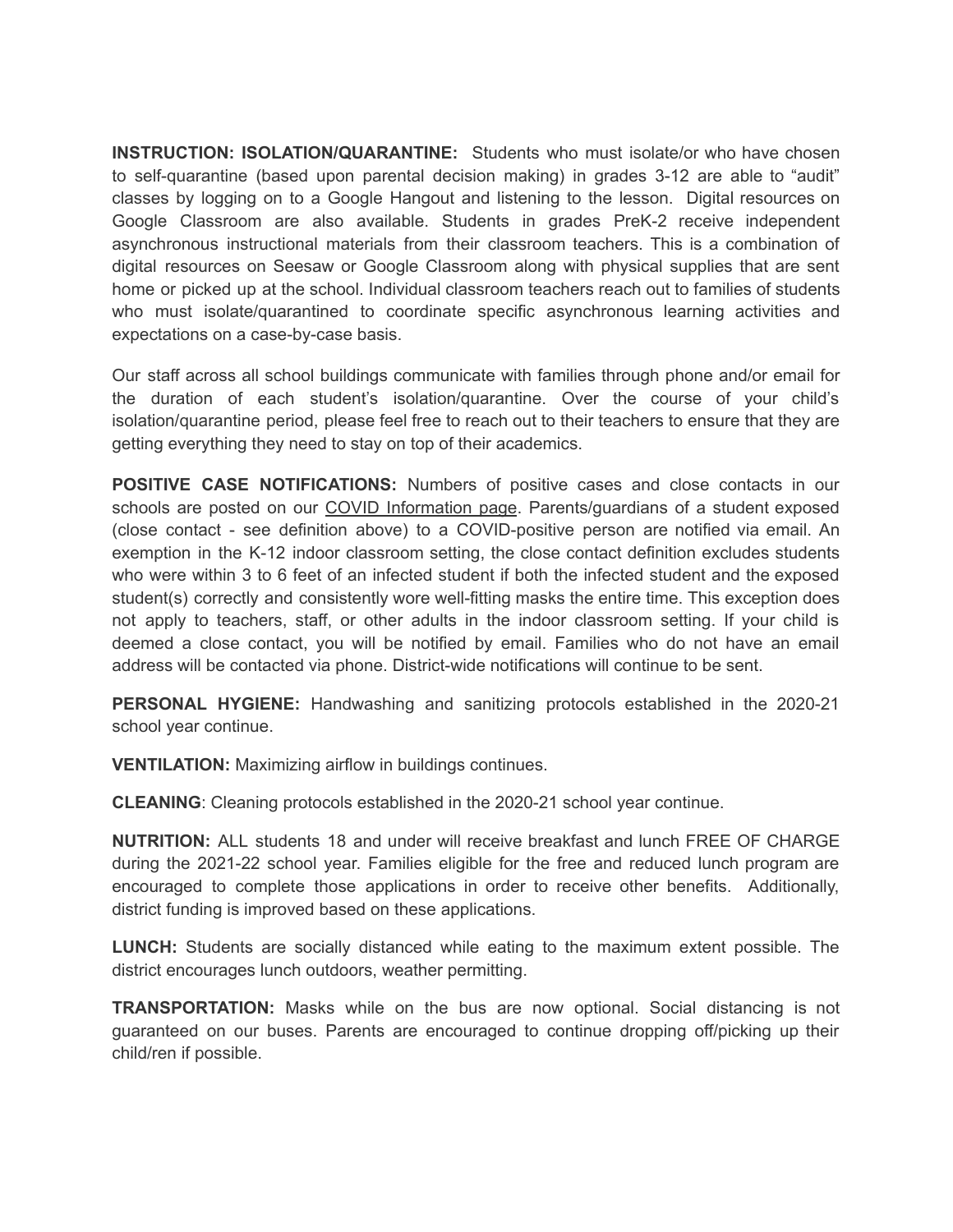**INSTRUCTION: ISOLATION/QUARANTINE:** Students who must isolate/or who have chosen to self-quarantine (based upon parental decision making) in grades 3-12 are able to "audit" classes by logging on to a Google Hangout and listening to the lesson. Digital resources on Google Classroom are also available. Students in grades PreK-2 receive independent asynchronous instructional materials from their classroom teachers. This is a combination of digital resources on Seesaw or Google Classroom along with physical supplies that are sent home or picked up at the school. Individual classroom teachers reach out to families of students who must isolate/quarantined to coordinate specific asynchronous learning activities and expectations on a case-by-case basis.

Our staff across all school buildings communicate with families through phone and/or email for the duration of each student's isolation/quarantine. Over the course of your child's isolation/quarantine period, please feel free to reach out to their teachers to ensure that they are getting everything they need to stay on top of their academics.

**POSITIVE CASE NOTIFICATIONS:** Numbers of positive cases and close contacts in our schools are posted on our COVID Information page. Parents/guardians of a student exposed (close contact - see definition above) to a COVID-positive person are notified via email. An exemption in the K-12 indoor classroom setting, the close contact definition excludes students who were within 3 to 6 feet of an infected student if both the infected student and the exposed student(s) correctly and consistently wore well-fitting masks the entire time. This exception does not apply to teachers, staff, or other adults in the indoor classroom setting. If your child is deemed a close contact, you will be notified by email. Families who do not have an email address will be contacted via phone. District-wide notifications will continue to be sent.

**PERSONAL HYGIENE:** Handwashing and sanitizing protocols established in the 2020-21 school year continue.

**VENTILATION:** Maximizing airflow in buildings continues.

**CLEANING**: Cleaning protocols established in the 2020-21 school year continue.

**NUTRITION:** ALL students 18 and under will receive breakfast and lunch FREE OF CHARGE during the 2021-22 school year. Families eligible for the free and reduced lunch program are encouraged to complete those applications in order to receive other benefits. Additionally, district funding is improved based on these applications.

**LUNCH:** Students are socially distanced while eating to the maximum extent possible. The district encourages lunch outdoors, weather permitting.

**TRANSPORTATION:** Masks while on the bus are now optional. Social distancing is not guaranteed on our buses. Parents are encouraged to continue dropping off/picking up their child/ren if possible.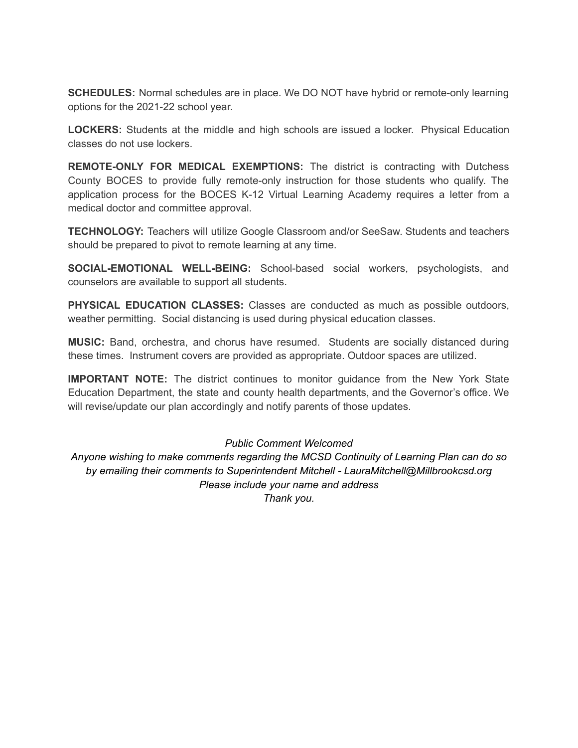**SCHEDULES:** Normal schedules are in place. We DO NOT have hybrid or remote-only learning options for the 2021-22 school year.

**LOCKERS:** Students at the middle and high schools are issued a locker. Physical Education classes do not use lockers.

**REMOTE-ONLY FOR MEDICAL EXEMPTIONS:** The district is contracting with Dutchess County BOCES to provide fully remote-only instruction for those students who qualify. The application process for the BOCES K-12 Virtual Learning Academy requires a letter from a medical doctor and committee approval.

**TECHNOLOGY:** Teachers will utilize Google Classroom and/or SeeSaw. Students and teachers should be prepared to pivot to remote learning at any time.

**SOCIAL-EMOTIONAL WELL-BEING:** School-based social workers, psychologists, and counselors are available to support all students.

**PHYSICAL EDUCATION CLASSES:** Classes are conducted as much as possible outdoors, weather permitting. Social distancing is used during physical education classes.

**MUSIC:** Band, orchestra, and chorus have resumed. Students are socially distanced during these times. Instrument covers are provided as appropriate. Outdoor spaces are utilized.

**IMPORTANT NOTE:** The district continues to monitor guidance from the New York State Education Department, the state and county health departments, and the Governor's office. We will revise/update our plan accordingly and notify parents of those updates.

*Public Comment Welcomed*

*Anyone wishing to make comments regarding the MCSD Continuity of Learning Plan can do so by emailing their comments to Superintendent Mitchell - LauraMitchell@Millbrookcsd.org*

*Please include your name and address*

*Thank you.*